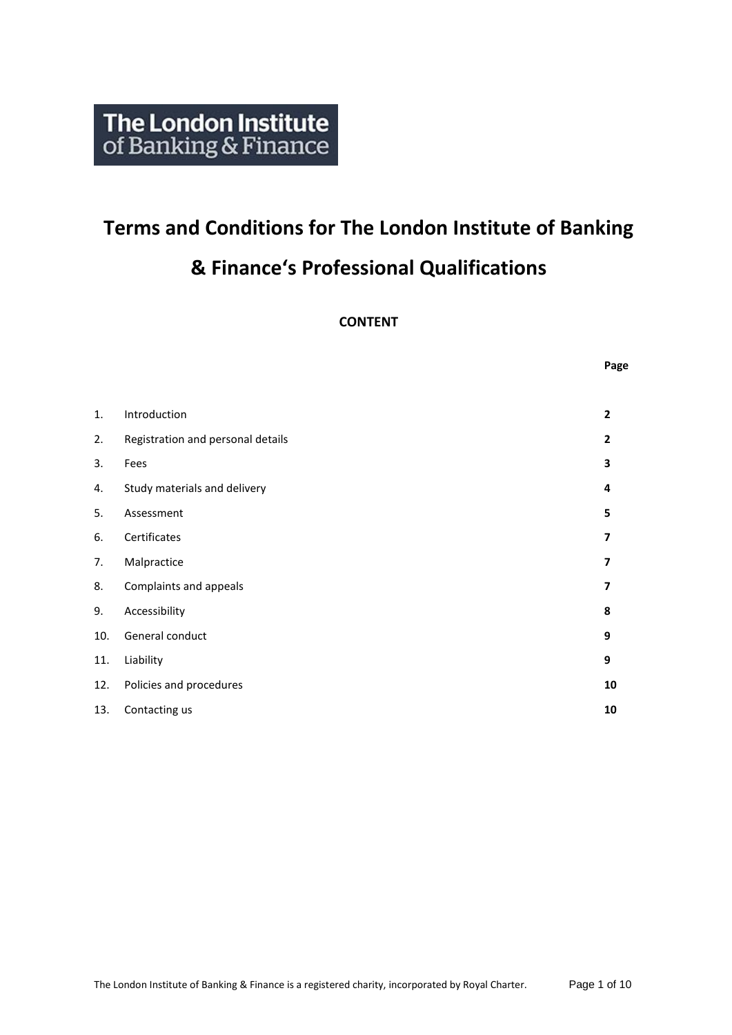The London Institute of Banking & Finance

# Terms and Conditions for The London Institute of Banking & Finance's Professional Qualifications

## CONTENT

| | | Page |
|---|---|---|
| 1. | Introduction | **2** |
| 2. | Registration and personal details | **2** |
| 3. | Fees | **3** |
| 4. | Study materials and delivery | **4** |
| 5. | Assessment | **5** |
| 6. | Certificates | **7** |
| 7. | Malpractice | **7** |
| 8. | Complaints and appeals | **7** |
| 9. | Accessibility | **8** |
| 10. | General conduct | **9** |
| 11. | Liability | **9** |
| 12. | Policies and procedures | **10** |
| 13. | Contacting us | **10** |

The London Institute of Banking & Finance is a registered charity, incorporated by Royal Charter.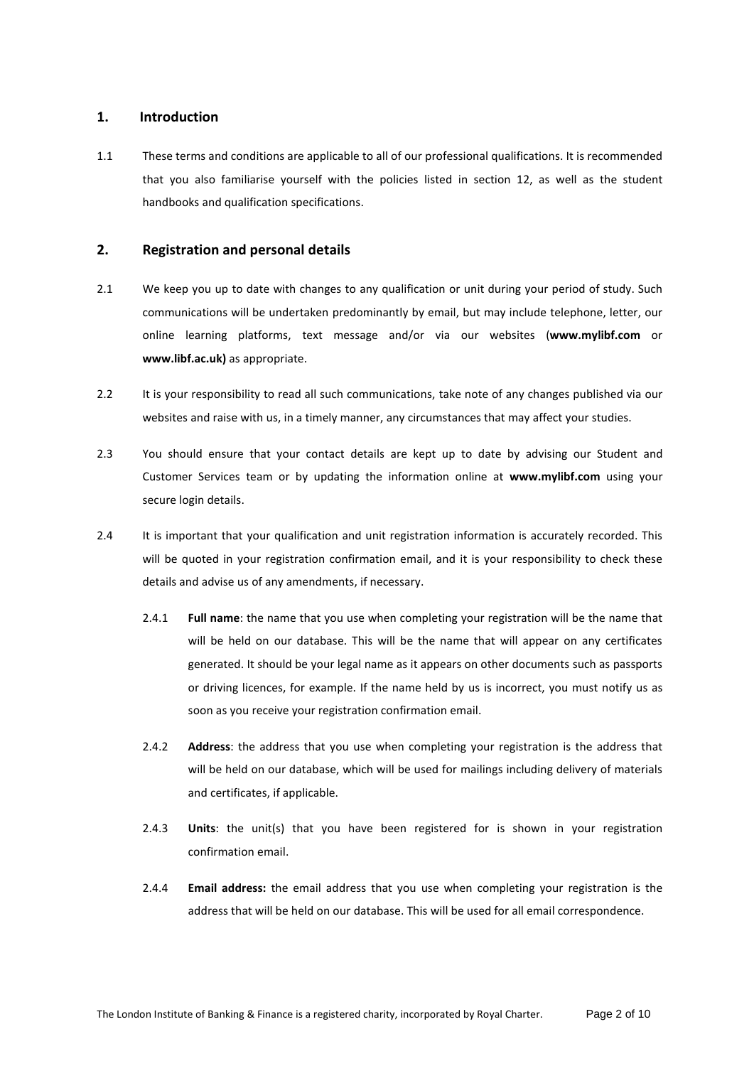## 1. Introduction

1.1 These terms and conditions are applicable to all of our professional qualifications. It is recommended that you also familiarise yourself with the policies listed in section 12, as well as the student handbooks and qualification specifications.

## 2. Registration and personal details

2.1 We keep you up to date with changes to any qualification or unit during your period of study. Such communications will be undertaken predominantly by email, but may include telephone, letter, our online learning platforms, text message and/or via our websites (**www.mylibf.com** or **www.libf.ac.uk)** as appropriate.

2.2 It is your responsibility to read all such communications, take note of any changes published via our websites and raise with us, in a timely manner, any circumstances that may affect your studies.

2.3 You should ensure that your contact details are kept up to date by advising our Student and Customer Services team or by updating the information online at **www.mylibf.com** using your secure login details.

2.4 It is important that your qualification and unit registration information is accurately recorded. This will be quoted in your registration confirmation email, and it is your responsibility to check these details and advise us of any amendments, if necessary.

2.4.1 **Full name**: the name that you use when completing your registration will be the name that will be held on our database. This will be the name that will appear on any certificates generated. It should be your legal name as it appears on other documents such as passports or driving licences, for example. If the name held by us is incorrect, you must notify us as soon as you receive your registration confirmation email.

2.4.2 **Address**: the address that you use when completing your registration is the address that will be held on our database, which will be used for mailings including delivery of materials and certificates, if applicable.

2.4.3 **Units**: the unit(s) that you have been registered for is shown in your registration confirmation email.

2.4.4 **Email address:** the email address that you use when completing your registration is the address that will be held on our database. This will be used for all email correspondence.

The London Institute of Banking & Finance is a registered charity, incorporated by Royal Charter.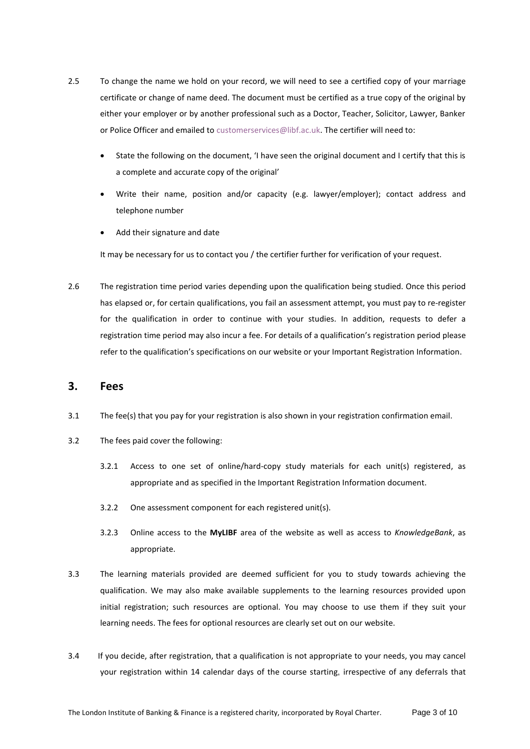2.5 To change the name we hold on your record, we will need to see a certified copy of your marriage certificate or change of name deed. The document must be certified as a true copy of the original by either your employer or by another professional such as a Doctor, Teacher, Solicitor, Lawyer, Banker or Police Officer and emailed to customerservices@libf.ac.uk. The certifier will need to:

- State the following on the document, 'I have seen the original document and I certify that this is a complete and accurate copy of the original'
- Write their name, position and/or capacity (e.g. lawyer/employer); contact address and telephone number
- Add their signature and date

It may be necessary for us to contact you / the certifier further for verification of your request.

2.6 The registration time period varies depending upon the qualification being studied. Once this period has elapsed or, for certain qualifications, you fail an assessment attempt, you must pay to re-register for the qualification in order to continue with your studies. In addition, requests to defer a registration time period may also incur a fee. For details of a qualification's registration period please refer to the qualification's specifications on our website or your Important Registration Information.

## 3. Fees

3.1 The fee(s) that you pay for your registration is also shown in your registration confirmation email.

3.2 The fees paid cover the following:

3.2.1 Access to one set of online/hard-copy study materials for each unit(s) registered, as appropriate and as specified in the Important Registration Information document.

3.2.2 One assessment component for each registered unit(s).

3.2.3 Online access to the **MyLIBF** area of the website as well as access to *KnowledgeBank*, as appropriate.

3.3 The learning materials provided are deemed sufficient for you to study towards achieving the qualification. We may also make available supplements to the learning resources provided upon initial registration; such resources are optional. You may choose to use them if they suit your learning needs. The fees for optional resources are clearly set out on our website.

3.4 If you decide, after registration, that a qualification is not appropriate to your needs, you may cancel your registration within 14 calendar days of the course starting, irrespective of any deferrals that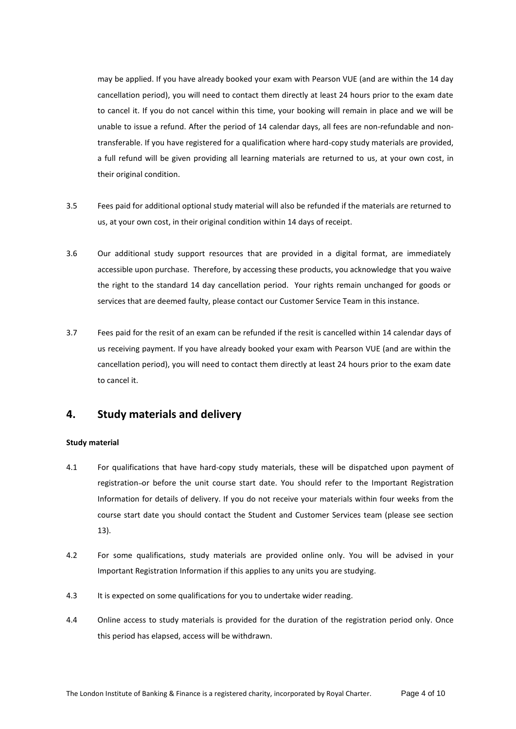may be applied. If you have already booked your exam with Pearson VUE (and are within the 14 day cancellation period), you will need to contact them directly at least 24 hours prior to the exam date to cancel it. If you do not cancel within this time, your booking will remain in place and we will be unable to issue a refund. After the period of 14 calendar days, all fees are non-refundable and non-transferable. If you have registered for a qualification where hard-copy study materials are provided, a full refund will be given providing all learning materials are returned to us, at your own cost, in their original condition.

3.5 Fees paid for additional optional study material will also be refunded if the materials are returned to us, at your own cost, in their original condition within 14 days of receipt.

3.6 Our additional study support resources that are provided in a digital format, are immediately accessible upon purchase. Therefore, by accessing these products, you acknowledge that you waive the right to the standard 14 day cancellation period. Your rights remain unchanged for goods or services that are deemed faulty, please contact our Customer Service Team in this instance.

3.7 Fees paid for the resit of an exam can be refunded if the resit is cancelled within 14 calendar days of us receiving payment. If you have already booked your exam with Pearson VUE (and are within the cancellation period), you will need to contact them directly at least 24 hours prior to the exam date to cancel it.

## 4. Study materials and delivery

**Study material**

4.1 For qualifications that have hard-copy study materials, these will be dispatched upon payment of registration–or before the unit course start date. You should refer to the Important Registration Information for details of delivery. If you do not receive your materials within four weeks from the course start date you should contact the Student and Customer Services team (please see section 13).

4.2 For some qualifications, study materials are provided online only. You will be advised in your Important Registration Information if this applies to any units you are studying.

4.3 It is expected on some qualifications for you to undertake wider reading.

4.4 Online access to study materials is provided for the duration of the registration period only. Once this period has elapsed, access will be withdrawn.

The London Institute of Banking & Finance is a registered charity, incorporated by Royal Charter.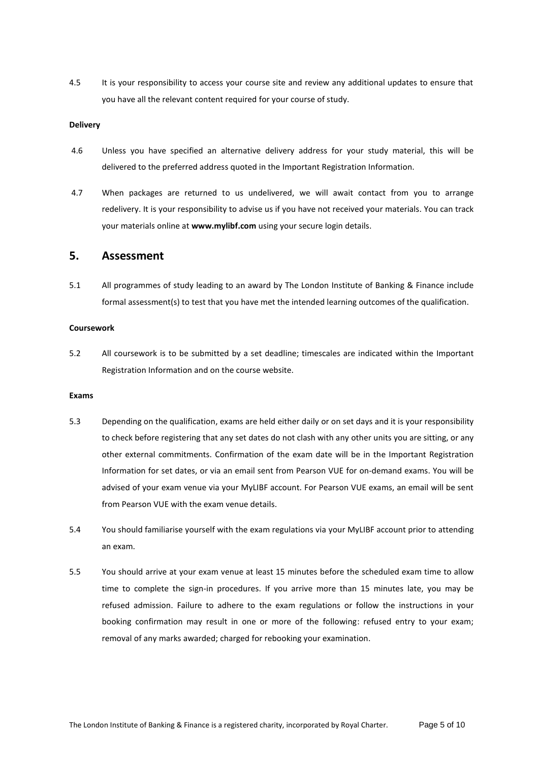4.5 It is your responsibility to access your course site and review any additional updates to ensure that you have all the relevant content required for your course of study.

**Delivery**

4.6 Unless you have specified an alternative delivery address for your study material, this will be delivered to the preferred address quoted in the Important Registration Information.

4.7 When packages are returned to us undelivered, we will await contact from you to arrange redelivery. It is your responsibility to advise us if you have not received your materials. You can track your materials online at **www.mylibf.com** using your secure login details.

## 5. Assessment

5.1 All programmes of study leading to an award by The London Institute of Banking & Finance include formal assessment(s) to test that you have met the intended learning outcomes of the qualification.

**Coursework**

5.2 All coursework is to be submitted by a set deadline; timescales are indicated within the Important Registration Information and on the course website.

**Exams**

5.3 Depending on the qualification, exams are held either daily or on set days and it is your responsibility to check before registering that any set dates do not clash with any other units you are sitting, or any other external commitments. Confirmation of the exam date will be in the Important Registration Information for set dates, or via an email sent from Pearson VUE for on-demand exams. You will be advised of your exam venue via your MyLIBF account. For Pearson VUE exams, an email will be sent from Pearson VUE with the exam venue details.

5.4 You should familiarise yourself with the exam regulations via your MyLIBF account prior to attending an exam.

5.5 You should arrive at your exam venue at least 15 minutes before the scheduled exam time to allow time to complete the sign-in procedures. If you arrive more than 15 minutes late, you may be refused admission. Failure to adhere to the exam regulations or follow the instructions in your booking confirmation may result in one or more of the following: refused entry to your exam; removal of any marks awarded; charged for rebooking your examination.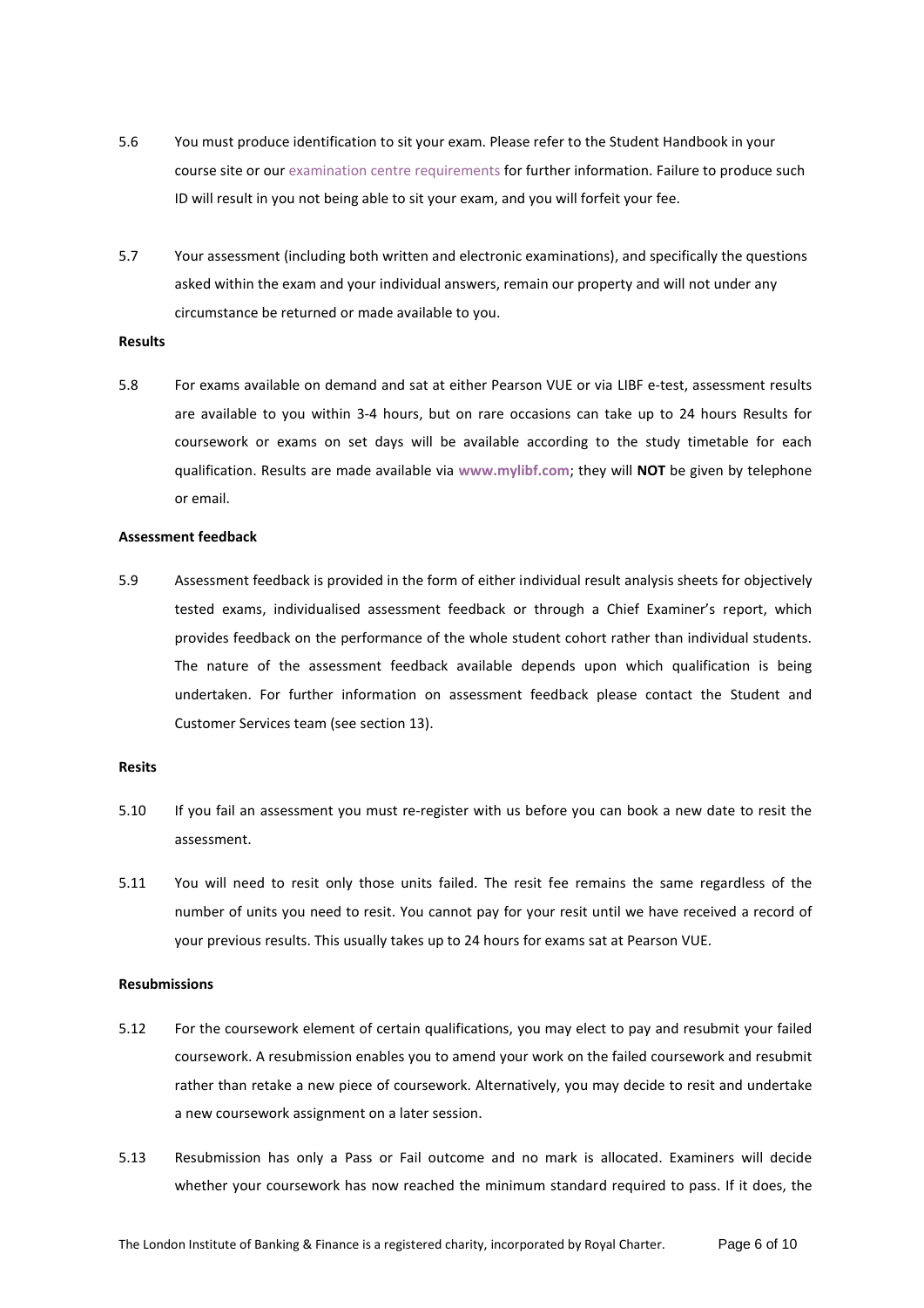5.6 You must produce identification to sit your exam. Please refer to the Student Handbook in your course site or our examination centre requirements for further information. Failure to produce such ID will result in you not being able to sit your exam, and you will forfeit your fee.

5.7 Your assessment (including both written and electronic examinations), and specifically the questions asked within the exam and your individual answers, remain our property and will not under any circumstance be returned or made available to you.

**Results**

5.8 For exams available on demand and sat at either Pearson VUE or via LIBF e-test, assessment results are available to you within 3-4 hours, but on rare occasions can take up to 24 hours Results for coursework or exams on set days will be available according to the study timetable for each qualification. Results are made available via **www.mylibf.com**; they will **NOT** be given by telephone or email.

**Assessment feedback**

5.9 Assessment feedback is provided in the form of either individual result analysis sheets for objectively tested exams, individualised assessment feedback or through a Chief Examiner's report, which provides feedback on the performance of the whole student cohort rather than individual students. The nature of the assessment feedback available depends upon which qualification is being undertaken. For further information on assessment feedback please contact the Student and Customer Services team (see section 13).

**Resits**

5.10 If you fail an assessment you must re-register with us before you can book a new date to resit the assessment.

5.11 You will need to resit only those units failed. The resit fee remains the same regardless of the number of units you need to resit. You cannot pay for your resit until we have received a record of your previous results. This usually takes up to 24 hours for exams sat at Pearson VUE.

**Resubmissions**

5.12 For the coursework element of certain qualifications, you may elect to pay and resubmit your failed coursework. A resubmission enables you to amend your work on the failed coursework and resubmit rather than retake a new piece of coursework. Alternatively, you may decide to resit and undertake a new coursework assignment on a later session.

5.13 Resubmission has only a Pass or Fail outcome and no mark is allocated. Examiners will decide whether your coursework has now reached the minimum standard required to pass. If it does, the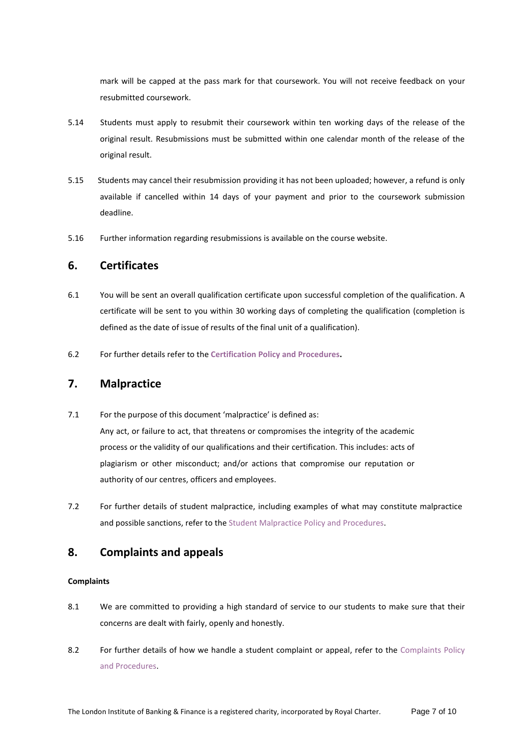mark will be capped at the pass mark for that coursework. You will not receive feedback on your resubmitted coursework.

5.14 Students must apply to resubmit their coursework within ten working days of the release of the original result. Resubmissions must be submitted within one calendar month of the release of the original result.

5.15 Students may cancel their resubmission providing it has not been uploaded; however, a refund is only available if cancelled within 14 days of your payment and prior to the coursework submission deadline.

5.16 Further information regarding resubmissions is available on the course website.

## 6. Certificates

6.1 You will be sent an overall qualification certificate upon successful completion of the qualification. A certificate will be sent to you within 30 working days of completing the qualification (completion is defined as the date of issue of results of the final unit of a qualification).

6.2 For further details refer to the **Certification Policy and Procedures.**

## 7. Malpractice

7.1 For the purpose of this document 'malpractice' is defined as:

Any act, or failure to act, that threatens or compromises the integrity of the academic process or the validity of our qualifications and their certification. This includes: acts of plagiarism or other misconduct; and/or actions that compromise our reputation or authority of our centres, officers and employees.

7.2 For further details of student malpractice, including examples of what may constitute malpractice and possible sanctions, refer to the Student Malpractice Policy and Procedures.

## 8. Complaints and appeals

**Complaints**

8.1 We are committed to providing a high standard of service to our students to make sure that their concerns are dealt with fairly, openly and honestly.

8.2 For further details of how we handle a student complaint or appeal, refer to the Complaints Policy and Procedures.

The London Institute of Banking & Finance is a registered charity, incorporated by Royal Charter.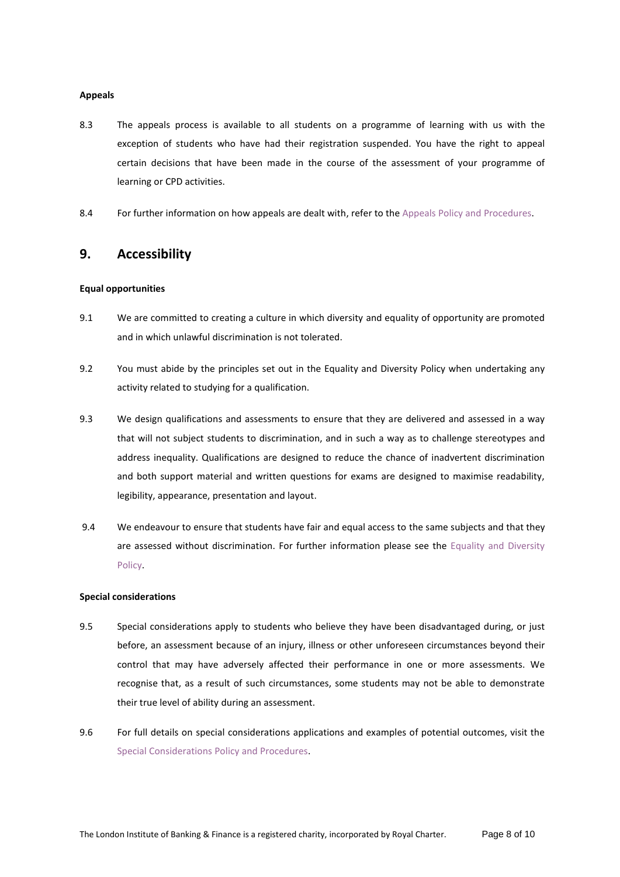**Appeals**

8.3 The appeals process is available to all students on a programme of learning with us with the exception of students who have had their registration suspended. You have the right to appeal certain decisions that have been made in the course of the assessment of your programme of learning or CPD activities.

8.4 For further information on how appeals are dealt with, refer to the Appeals Policy and Procedures.

## 9. Accessibility

**Equal opportunities**

9.1 We are committed to creating a culture in which diversity and equality of opportunity are promoted and in which unlawful discrimination is not tolerated.

9.2 You must abide by the principles set out in the Equality and Diversity Policy when undertaking any activity related to studying for a qualification.

9.3 We design qualifications and assessments to ensure that they are delivered and assessed in a way that will not subject students to discrimination, and in such a way as to challenge stereotypes and address inequality. Qualifications are designed to reduce the chance of inadvertent discrimination and both support material and written questions for exams are designed to maximise readability, legibility, appearance, presentation and layout.

9.4 We endeavour to ensure that students have fair and equal access to the same subjects and that they are assessed without discrimination. For further information please see the Equality and Diversity Policy.

**Special considerations**

9.5 Special considerations apply to students who believe they have been disadvantaged during, or just before, an assessment because of an injury, illness or other unforeseen circumstances beyond their control that may have adversely affected their performance in one or more assessments. We recognise that, as a result of such circumstances, some students may not be able to demonstrate their true level of ability during an assessment.

9.6 For full details on special considerations applications and examples of potential outcomes, visit the Special Considerations Policy and Procedures.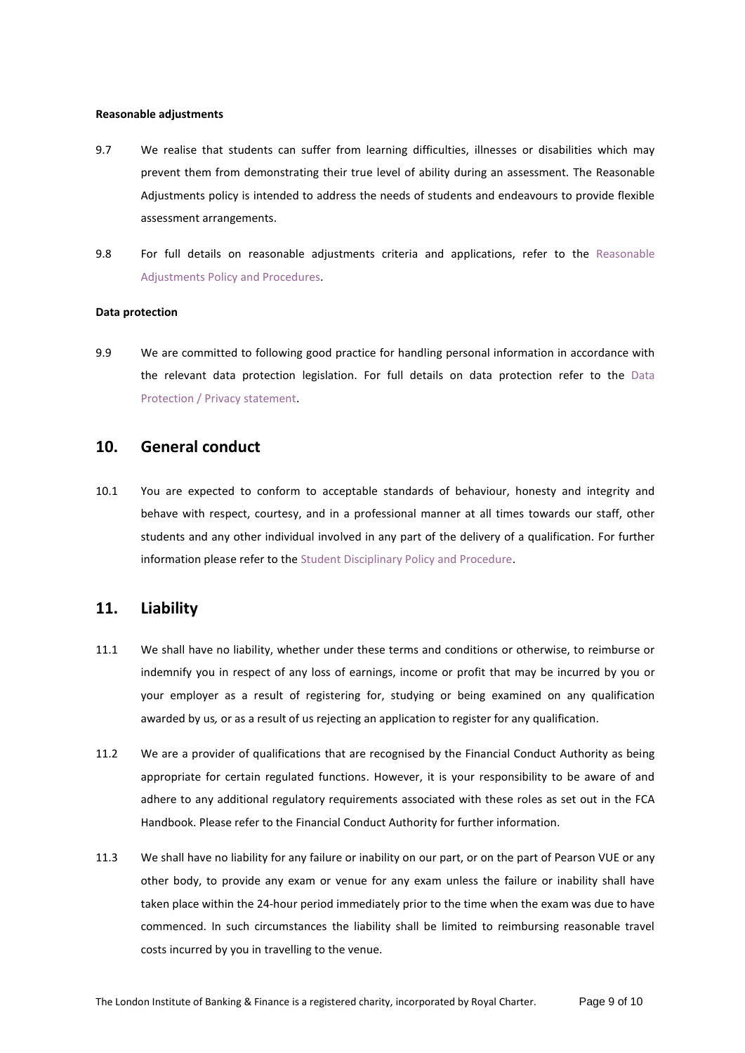**Reasonable adjustments**

9.7 We realise that students can suffer from learning difficulties, illnesses or disabilities which may prevent them from demonstrating their true level of ability during an assessment. The Reasonable Adjustments policy is intended to address the needs of students and endeavours to provide flexible assessment arrangements.

9.8 For full details on reasonable adjustments criteria and applications, refer to the Reasonable Adjustments Policy and Procedures.

**Data protection**

9.9 We are committed to following good practice for handling personal information in accordance with the relevant data protection legislation. For full details on data protection refer to the Data Protection / Privacy statement.

## 10. General conduct

10.1 You are expected to conform to acceptable standards of behaviour, honesty and integrity and behave with respect, courtesy, and in a professional manner at all times towards our staff, other students and any other individual involved in any part of the delivery of a qualification. For further information please refer to the Student Disciplinary Policy and Procedure.

## 11. Liability

11.1 We shall have no liability, whether under these terms and conditions or otherwise, to reimburse or indemnify you in respect of any loss of earnings, income or profit that may be incurred by you or your employer as a result of registering for, studying or being examined on any qualification awarded by us, or as a result of us rejecting an application to register for any qualification.

11.2 We are a provider of qualifications that are recognised by the Financial Conduct Authority as being appropriate for certain regulated functions. However, it is your responsibility to be aware of and adhere to any additional regulatory requirements associated with these roles as set out in the FCA Handbook. Please refer to the Financial Conduct Authority for further information.

11.3 We shall have no liability for any failure or inability on our part, or on the part of Pearson VUE or any other body, to provide any exam or venue for any exam unless the failure or inability shall have taken place within the 24-hour period immediately prior to the time when the exam was due to have commenced. In such circumstances the liability shall be limited to reimbursing reasonable travel costs incurred by you in travelling to the venue.

The London Institute of Banking & Finance is a registered charity, incorporated by Royal Charter.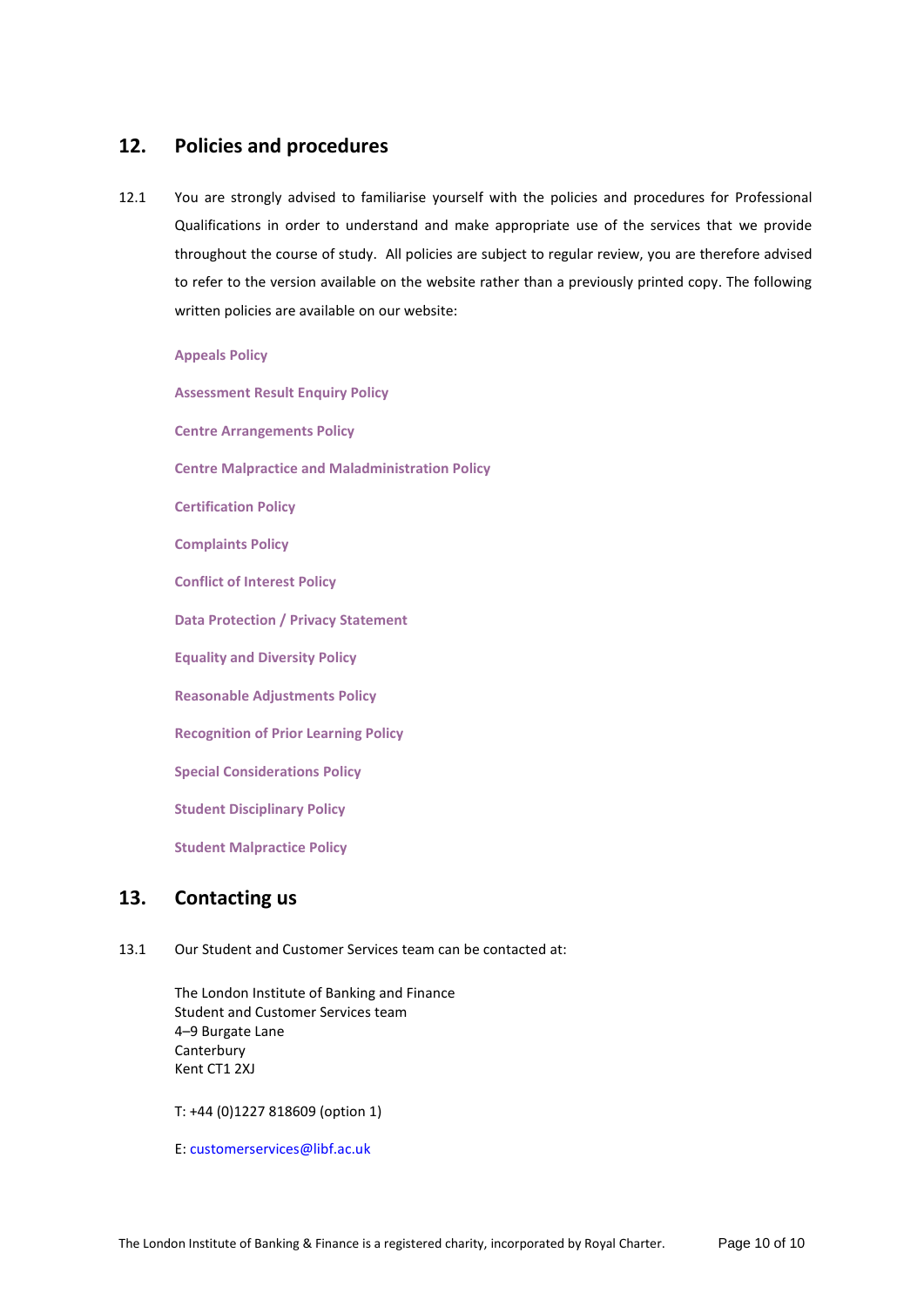## 12. Policies and procedures

12.1 You are strongly advised to familiarise yourself with the policies and procedures for Professional Qualifications in order to understand and make appropriate use of the services that we provide throughout the course of study. All policies are subject to regular review, you are therefore advised to refer to the version available on the website rather than a previously printed copy. The following written policies are available on our website:

**Appeals Policy**

**Assessment Result Enquiry Policy**

**Centre Arrangements Policy**

**Centre Malpractice and Maladministration Policy**

**Certification Policy**

**Complaints Policy**

**Conflict of Interest Policy**

**Data Protection / Privacy Statement**

**Equality and Diversity Policy**

**Reasonable Adjustments Policy**

**Recognition of Prior Learning Policy**

**Special Considerations Policy**

**Student Disciplinary Policy**

**Student Malpractice Policy**

## 13. Contacting us

13.1 Our Student and Customer Services team can be contacted at:

The London Institute of Banking and Finance
Student and Customer Services team
4–9 Burgate Lane
Canterbury
Kent CT1 2XJ

T: +44 (0)1227 818609 (option 1)

E: customerservices@libf.ac.uk

The London Institute of Banking & Finance is a registered charity, incorporated by Royal Charter.